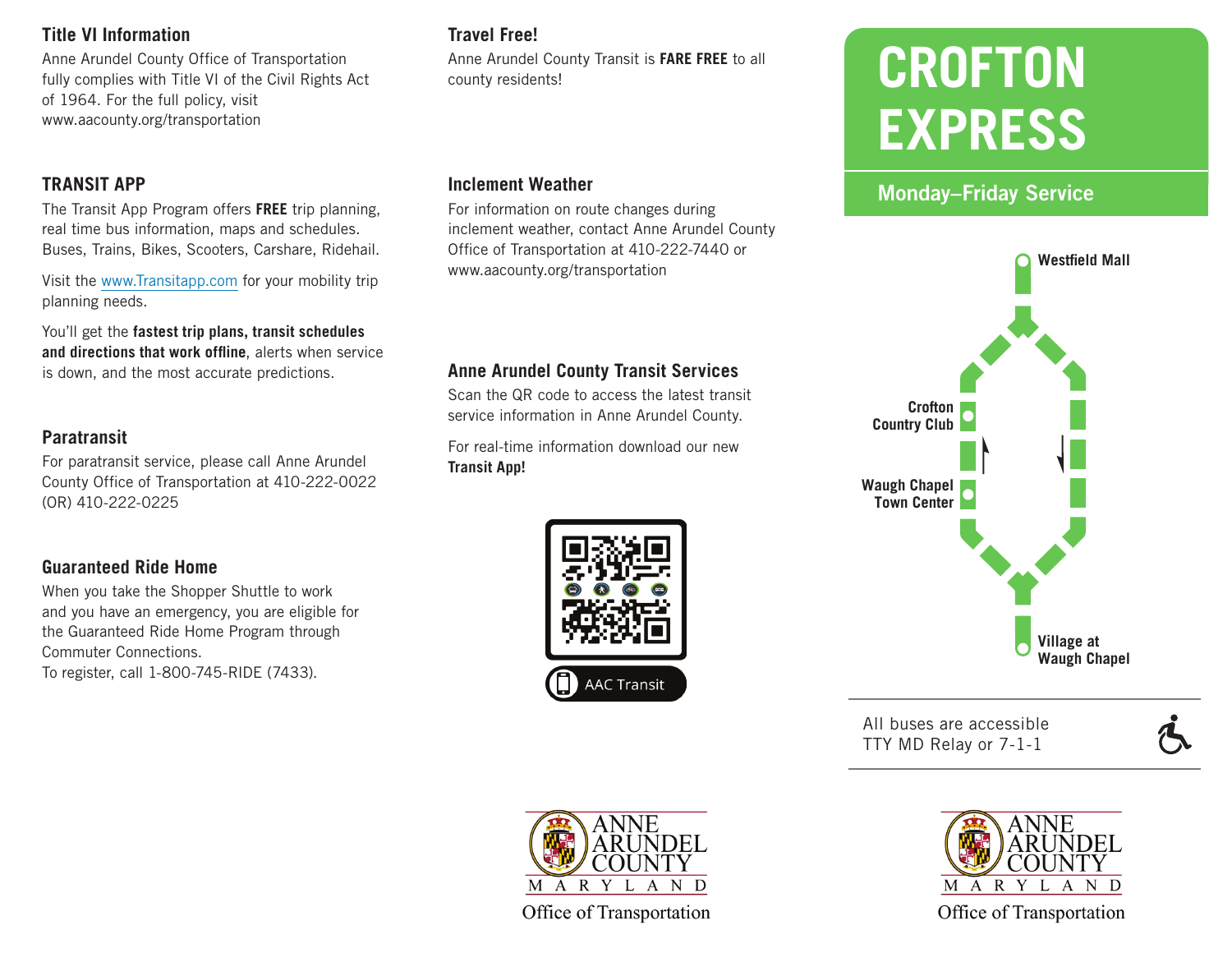## Title VI Information

Anne Arundel County Office of Transportation fully complies with Title VI of the Civil Rights Act of 1964. For the full policy, visit www.aacounty.org/transportation

## TRANSIT APP

The Transit App Program offers **FREE** trip planning, real time bus information, maps and schedules. Buses, Trains, Bikes, Scooters, Carshare, Ridehail.

Visit the www.Transitapp.com for your mobility trip planning needs.

You'll get the **fastest trip plans, transit schedules and directions that work offline**, alerts when service is down, and the most accurate predictions.

## Paratransit

For paratransit service, please call Anne Arundel County Office of Transportation at 410-222-0022 (OR) 410-222-0225

## Guaranteed Ride Home

When you take the Shopper Shuttle to work and you have an emergency, you are eligible for the Guaranteed Ride Home Program through Commuter Connections.
To register, call 1-800-745-RIDE (7433).

## Travel Free!

Anne Arundel County Transit is **FARE FREE** to all county residents!

## Inclement Weather

For information on route changes during inclement weather, contact Anne Arundel County Office of Transportation at 410-222-7440 or www.aacounty.org/transportation

## Anne Arundel County Transit Services

Scan the QR code to access the latest transit service information in Anne Arundel County.

For real-time information download our new **Transit App!**

AAC Transit

ANNE ARUNDEL COUNTY MARYLAND
Office of Transportation

# CROFTON EXPRESS

## Monday–Friday Service

- Westfield Mall
- Crofton Country Club
- Waugh Chapel Town Center
- Village at Waugh Chapel

All buses are accessible
TTY MD Relay or 7-1-1

ANNE ARUNDEL COUNTY MARYLAND
Office of Transportation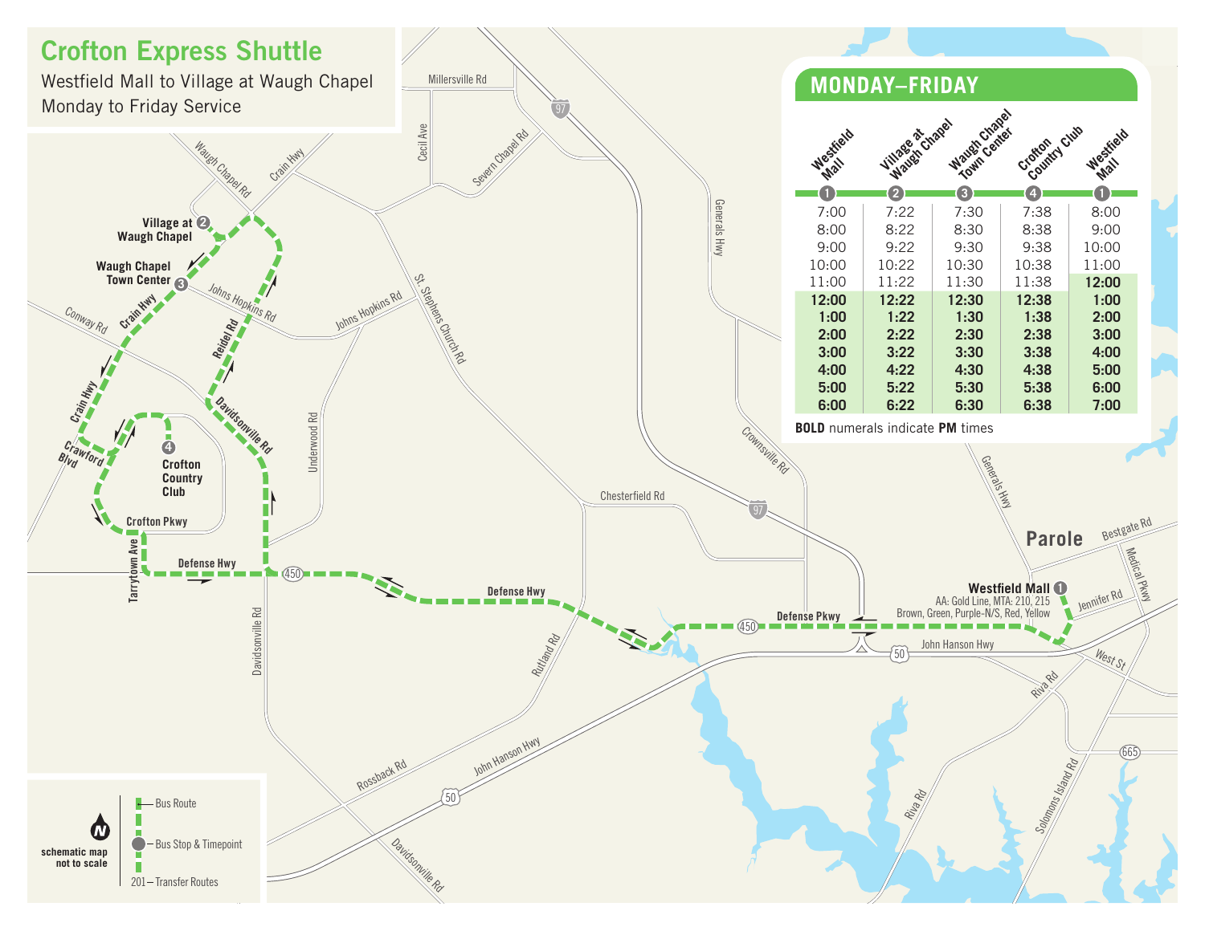# Crofton Express Shuttle

Westfield Mall to Village at Waugh Chapel
Monday to Friday Service

## MONDAY–FRIDAY

| Westfield Mall (1) | Village at Waugh Chapel (2) | Waugh Chapel Town Center (3) | Crofton Country Club (4) | Westfield Mall (1) |
|---|---|---|---|---|
| 7:00 | 7:22 | 7:30 | 7:38 | 8:00 |
| 8:00 | 8:22 | 8:30 | 8:38 | 9:00 |
| 9:00 | 9:22 | 9:30 | 9:38 | 10:00 |
| 10:00 | 10:22 | 10:30 | 10:38 | 11:00 |
| 11:00 | 11:22 | 11:30 | 11:38 | **12:00** |
| **12:00** | **12:22** | **12:30** | **12:38** | **1:00** |
| **1:00** | **1:22** | **1:30** | **1:38** | **2:00** |
| **2:00** | **2:22** | **2:30** | **2:38** | **3:00** |
| **3:00** | **3:22** | **3:30** | **3:38** | **4:00** |
| **4:00** | **4:22** | **4:30** | **4:38** | **5:00** |
| **5:00** | **5:22** | **5:30** | **5:38** | **6:00** |
| **6:00** | **6:22** | **6:30** | **6:38** | **7:00** |

**BOLD** numerals indicate **PM** times

Village at Waugh Chapel (2)
Waugh Chapel Town Center (3)
Crofton Country Club (4)
Westfield Mall (1)
AA: Gold Line, MTA: 210, 215
Brown, Green, Purple-N/S, Red, Yellow

Millersville Rd
Waugh Chapel Rd
Crain Hwy
Cecil Ave
Severn Chapel Rd
97
Generals Hwy
Johns Hopkins Rd
St. Stephens Church Rd
Conway Rd
Reidel Rd
Davidsonville Rd
Underwood Rd
Crawford Blvd
Crofton Pkwy
Tarrytown Ave
Defense Hwy
450
Chesterfield Rd
Crownsville Rd
Parole
Bestgate Rd
Medical Pkwy
Jennifer Rd
Defense Pkwy
John Hanson Hwy
50
West St
Riva Rd
Rutland Rd
Rossback Rd
665
Solomons Island Rd

schematic map not to scale

Bus Route
Bus Stop & Timepoint
201 — Transfer Routes